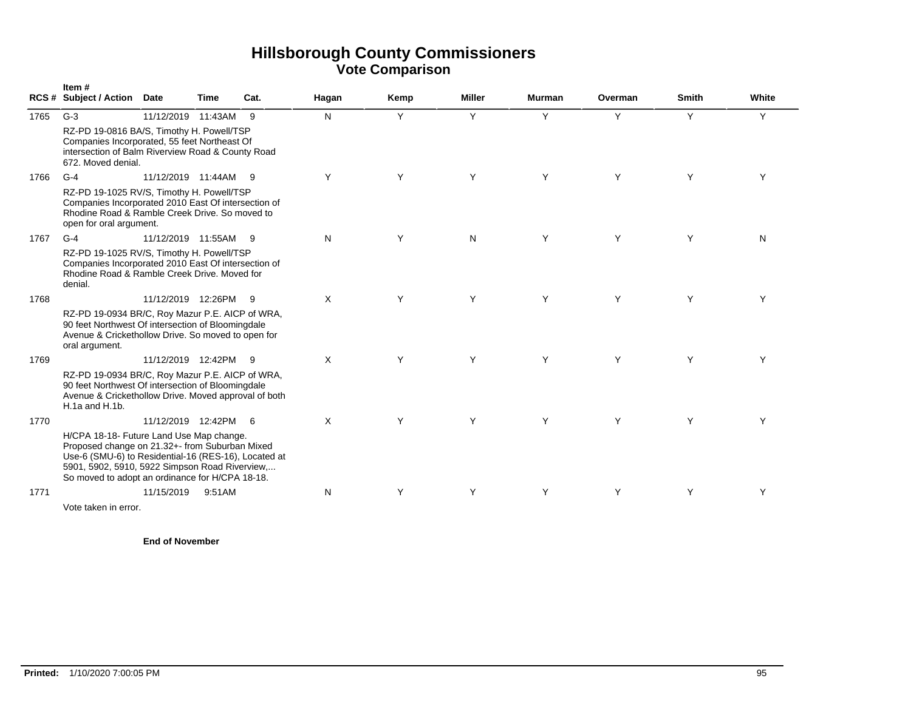# Hillsborough County Commissioners
## Vote Comparison

| RCS # | Item # Subject / Action | Date | Time | Cat. | Hagan | Kemp | Miller | Murman | Overman | Smith | White |
|---|---|---|---|---|---|---|---|---|---|---|---|
| 1765 | G-3<br>RZ-PD 19-0816 BA/S, Timothy H. Powell/TSP Companies Incorporated, 55 feet Northeast Of intersection of Balm Riverview Road & County Road 672. Moved denial. | 11/12/2019 | 11:43AM | 9 | N | Y | Y | Y | Y | Y | Y |
| 1766 | G-4<br>RZ-PD 19-1025 RV/S, Timothy H. Powell/TSP Companies Incorporated 2010 East Of intersection of Rhodine Road & Ramble Creek Drive. So moved to open for oral argument. | 11/12/2019 | 11:44AM | 9 | Y | Y | Y | Y | Y | Y | Y |
| 1767 | G-4<br>RZ-PD 19-1025 RV/S, Timothy H. Powell/TSP Companies Incorporated 2010 East Of intersection of Rhodine Road & Ramble Creek Drive. Moved for denial. | 11/12/2019 | 11:55AM | 9 | N | Y | N | Y | Y | Y | N |
| 1768 | RZ-PD 19-0934 BR/C, Roy Mazur P.E. AICP of WRA, 90 feet Northwest Of intersection of Bloomingdale Avenue & Crickethollow Drive. So moved to open for oral argument. | 11/12/2019 | 12:26PM | 9 | X | Y | Y | Y | Y | Y | Y |
| 1769 | RZ-PD 19-0934 BR/C, Roy Mazur P.E. AICP of WRA, 90 feet Northwest Of intersection of Bloomingdale Avenue & Crickethollow Drive. Moved approval of both H.1a and H.1b. | 11/12/2019 | 12:42PM | 9 | X | Y | Y | Y | Y | Y | Y |
| 1770 | H/CPA 18-18- Future Land Use Map change. Proposed change on 21.32+- from Suburban Mixed Use-6 (SMU-6) to Residential-16 (RES-16), Located at 5901, 5902, 5910, 5922 Simpson Road Riverview,... So moved to adopt an ordinance for H/CPA 18-18. | 11/12/2019 | 12:42PM | 6 | X | Y | Y | Y | Y | Y | Y |
| 1771 | Vote taken in error. | 11/15/2019 | 9:51AM | | N | Y | Y | Y | Y | Y | Y |

**End of November**

**Printed:** 1/10/2020 7:00:05 PM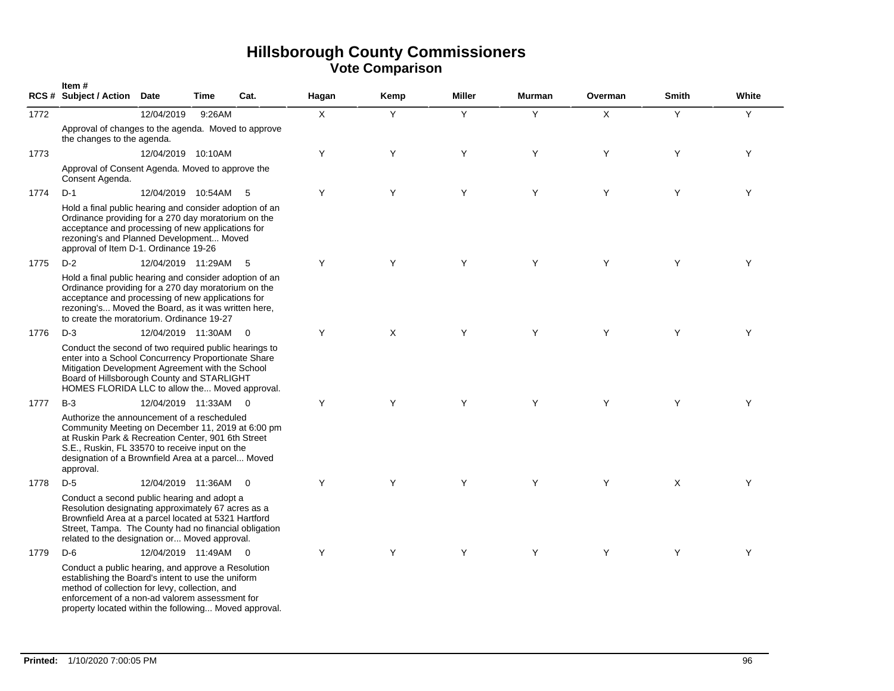# Hillsborough County Commissioners
## Vote Comparison

| RCS # | Item # Subject / Action | Date | Time | Cat. | Hagan | Kemp | Miller | Murman | Overman | Smith | White |
|---|---|---|---|---|---|---|---|---|---|---|---|
| 1772 | | 12/04/2019 | 9:26AM | | X | Y | Y | Y | X | Y | Y |
| | Approval of changes to the agenda. Moved to approve the changes to the agenda. | | | | | | | | | | |
| 1773 | | 12/04/2019 | 10:10AM | | Y | Y | Y | Y | Y | Y | Y |
| | Approval of Consent Agenda. Moved to approve the Consent Agenda. | | | | | | | | | | |
| 1774 | D-1 | 12/04/2019 | 10:54AM | 5 | Y | Y | Y | Y | Y | Y | Y |
| | Hold a final public hearing and consider adoption of an Ordinance providing for a 270 day moratorium on the acceptance and processing of new applications for rezoning's and Planned Development... Moved approval of Item D-1. Ordinance 19-26 | | | | | | | | | | |
| 1775 | D-2 | 12/04/2019 | 11:29AM | 5 | Y | Y | Y | Y | Y | Y | Y |
| | Hold a final public hearing and consider adoption of an Ordinance providing for a 270 day moratorium on the acceptance and processing of new applications for rezoning's... Moved the Board, as it was written here, to create the moratorium. Ordinance 19-27 | | | | | | | | | | |
| 1776 | D-3 | 12/04/2019 | 11:30AM | 0 | Y | X | Y | Y | Y | Y | Y |
| | Conduct the second of two required public hearings to enter into a School Concurrency Proportionate Share Mitigation Development Agreement with the School Board of Hillsborough County and STARLIGHT HOMES FLORIDA LLC to allow the... Moved approval. | | | | | | | | | | |
| 1777 | B-3 | 12/04/2019 | 11:33AM | 0 | Y | Y | Y | Y | Y | Y | Y |
| | Authorize the announcement of a rescheduled Community Meeting on December 11, 2019 at 6:00 pm at Ruskin Park & Recreation Center, 901 6th Street S.E., Ruskin, FL 33570 to receive input on the designation of a Brownfield Area at a parcel... Moved approval. | | | | | | | | | | |
| 1778 | D-5 | 12/04/2019 | 11:36AM | 0 | Y | Y | Y | Y | Y | X | Y |
| | Conduct a second public hearing and adopt a Resolution designating approximately 67 acres as a Brownfield Area at a parcel located at 5321 Hartford Street, Tampa. The County had no financial obligation related to the designation or... Moved approval. | | | | | | | | | | |
| 1779 | D-6 | 12/04/2019 | 11:49AM | 0 | Y | Y | Y | Y | Y | Y | Y |
| | Conduct a public hearing, and approve a Resolution establishing the Board's intent to use the uniform method of collection for levy, collection, and enforcement of a non-ad valorem assessment for property located within the following... Moved approval. | | | | | | | | | | |

**Printed:** 1/10/2020 7:00:05 PM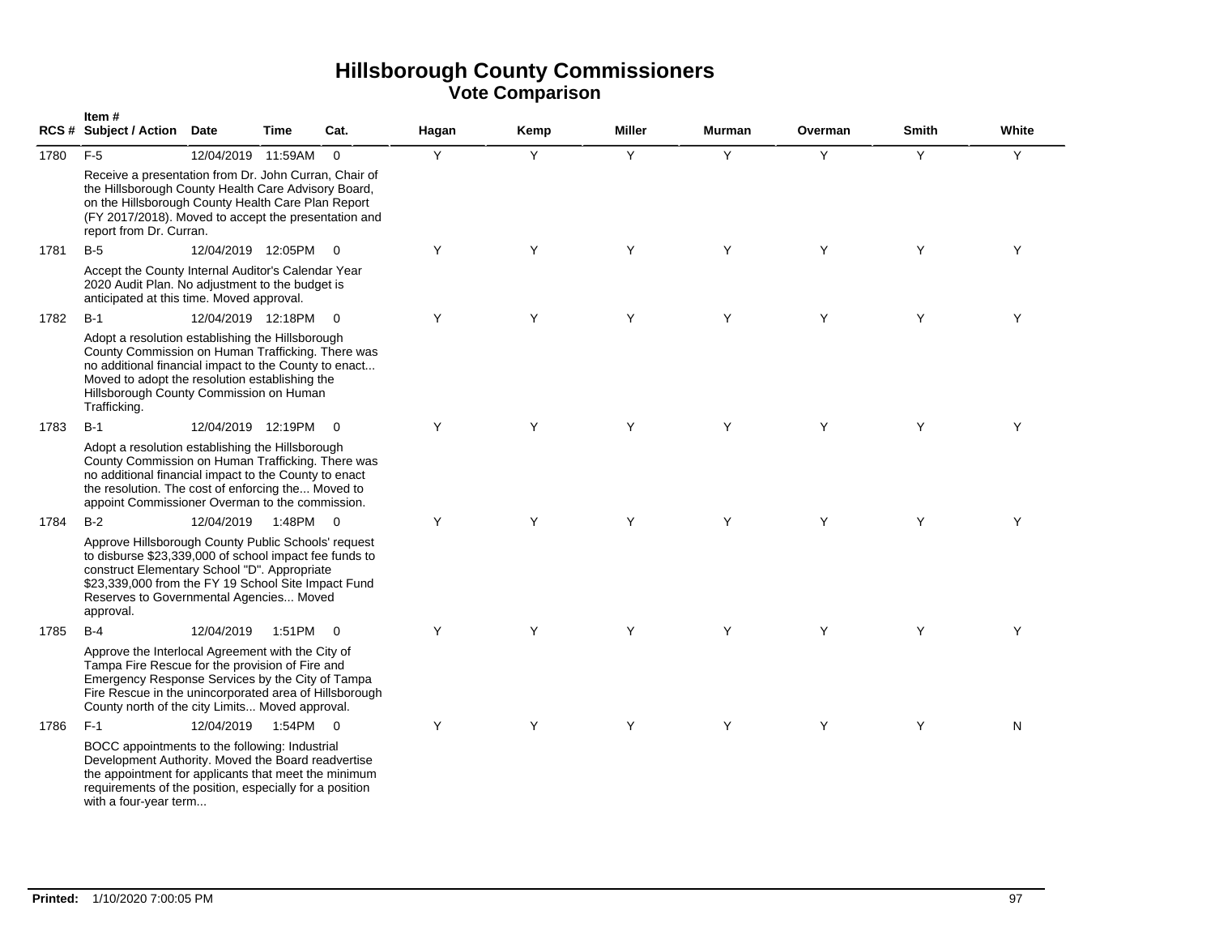# Hillsborough County Commissioners
## Vote Comparison

| RCS # | Item # Subject / Action | Date | Time | Cat. | Hagan | Kemp | Miller | Murman | Overman | Smith | White |
|---|---|---|---|---|---|---|---|---|---|---|---|
| 1780 | F-5 | 12/04/2019 | 11:59AM | 0 | Y | Y | Y | Y | Y | Y | Y |
| | Receive a presentation from Dr. John Curran, Chair of the Hillsborough County Health Care Advisory Board, on the Hillsborough County Health Care Plan Report (FY 2017/2018). Moved to accept the presentation and report from Dr. Curran. | | | | | | | | | | |
| 1781 | B-5 | 12/04/2019 | 12:05PM | 0 | Y | Y | Y | Y | Y | Y | Y |
| | Accept the County Internal Auditor's Calendar Year 2020 Audit Plan. No adjustment to the budget is anticipated at this time. Moved approval. | | | | | | | | | | |
| 1782 | B-1 | 12/04/2019 | 12:18PM | 0 | Y | Y | Y | Y | Y | Y | Y |
| | Adopt a resolution establishing the Hillsborough County Commission on Human Trafficking. There was no additional financial impact to the County to enact... Moved to adopt the resolution establishing the Hillsborough County Commission on Human Trafficking. | | | | | | | | | | |
| 1783 | B-1 | 12/04/2019 | 12:19PM | 0 | Y | Y | Y | Y | Y | Y | Y |
| | Adopt a resolution establishing the Hillsborough County Commission on Human Trafficking. There was no additional financial impact to the County to enact the resolution. The cost of enforcing the... Moved to appoint Commissioner Overman to the commission. | | | | | | | | | | |
| 1784 | B-2 | 12/04/2019 | 1:48PM | 0 | Y | Y | Y | Y | Y | Y | Y |
| | Approve Hillsborough County Public Schools' request to disburse $23,339,000 of school impact fee funds to construct Elementary School "D". Appropriate $23,339,000 from the FY 19 School Site Impact Fund Reserves to Governmental Agencies... Moved approval. | | | | | | | | | | |
| 1785 | B-4 | 12/04/2019 | 1:51PM | 0 | Y | Y | Y | Y | Y | Y | Y |
| | Approve the Interlocal Agreement with the City of Tampa Fire Rescue for the provision of Fire and Emergency Response Services by the City of Tampa Fire Rescue in the unincorporated area of Hillsborough County north of the city Limits... Moved approval. | | | | | | | | | | |
| 1786 | F-1 | 12/04/2019 | 1:54PM | 0 | Y | Y | Y | Y | Y | Y | N |
| | BOCC appointments to the following: Industrial Development Authority. Moved the Board readvertise the appointment for applicants that meet the minimum requirements of the position, especially for a position with a four-year term... | | | | | | | | | | |

**Printed:** 1/10/2020 7:00:05 PM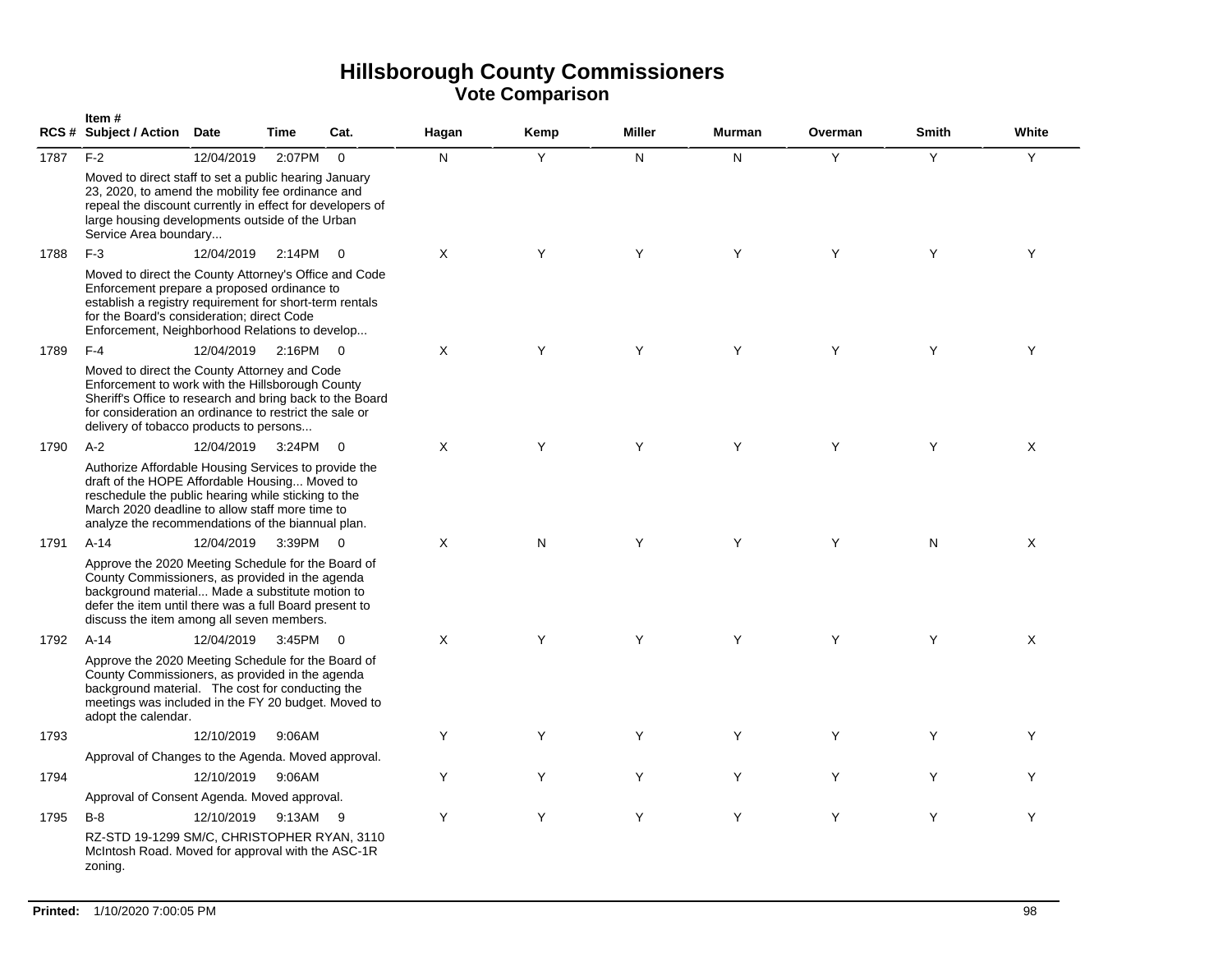# Hillsborough County Commissioners
## Vote Comparison

| RCS # | Item # Subject / Action | Date | Time | Cat. | Hagan | Kemp | Miller | Murman | Overman | Smith | White |
|---|---|---|---|---|---|---|---|---|---|---|---|
| 1787 | F-2 | 12/04/2019 | 2:07PM | 0 | N | Y | N | N | Y | Y | Y |
| | Moved to direct staff to set a public hearing January 23, 2020, to amend the mobility fee ordinance and repeal the discount currently in effect for developers of large housing developments outside of the Urban Service Area boundary... | | | | | | | | | | |
| 1788 | F-3 | 12/04/2019 | 2:14PM | 0 | X | Y | Y | Y | Y | Y | Y |
| | Moved to direct the County Attorney's Office and Code Enforcement prepare a proposed ordinance to establish a registry requirement for short-term rentals for the Board's consideration; direct Code Enforcement, Neighborhood Relations to develop... | | | | | | | | | | |
| 1789 | F-4 | 12/04/2019 | 2:16PM | 0 | X | Y | Y | Y | Y | Y | Y |
| | Moved to direct the County Attorney and Code Enforcement to work with the Hillsborough County Sheriff's Office to research and bring back to the Board for consideration an ordinance to restrict the sale or delivery of tobacco products to persons... | | | | | | | | | | |
| 1790 | A-2 | 12/04/2019 | 3:24PM | 0 | X | Y | Y | Y | Y | Y | X |
| | Authorize Affordable Housing Services to provide the draft of the HOPE Affordable Housing... Moved to reschedule the public hearing while sticking to the March 2020 deadline to allow staff more time to analyze the recommendations of the biannual plan. | | | | | | | | | | |
| 1791 | A-14 | 12/04/2019 | 3:39PM | 0 | X | N | Y | Y | Y | N | X |
| | Approve the 2020 Meeting Schedule for the Board of County Commissioners, as provided in the agenda background material... Made a substitute motion to defer the item until there was a full Board present to discuss the item among all seven members. | | | | | | | | | | |
| 1792 | A-14 | 12/04/2019 | 3:45PM | 0 | X | Y | Y | Y | Y | Y | X |
| | Approve the 2020 Meeting Schedule for the Board of County Commissioners, as provided in the agenda background material. The cost for conducting the meetings was included in the FY 20 budget. Moved to adopt the calendar. | | | | | | | | | | |
| 1793 | | 12/10/2019 | 9:06AM | | Y | Y | Y | Y | Y | Y | Y |
| | Approval of Changes to the Agenda. Moved approval. | | | | | | | | | | |
| 1794 | | 12/10/2019 | 9:06AM | | Y | Y | Y | Y | Y | Y | Y |
| | Approval of Consent Agenda. Moved approval. | | | | | | | | | | |
| 1795 | B-8 | 12/10/2019 | 9:13AM | 9 | Y | Y | Y | Y | Y | Y | Y |
| | RZ-STD 19-1299 SM/C, CHRISTOPHER RYAN, 3110 McIntosh Road. Moved for approval with the ASC-1R zoning. | | | | | | | | | | |

**Printed:** 1/10/2020 7:00:05 PM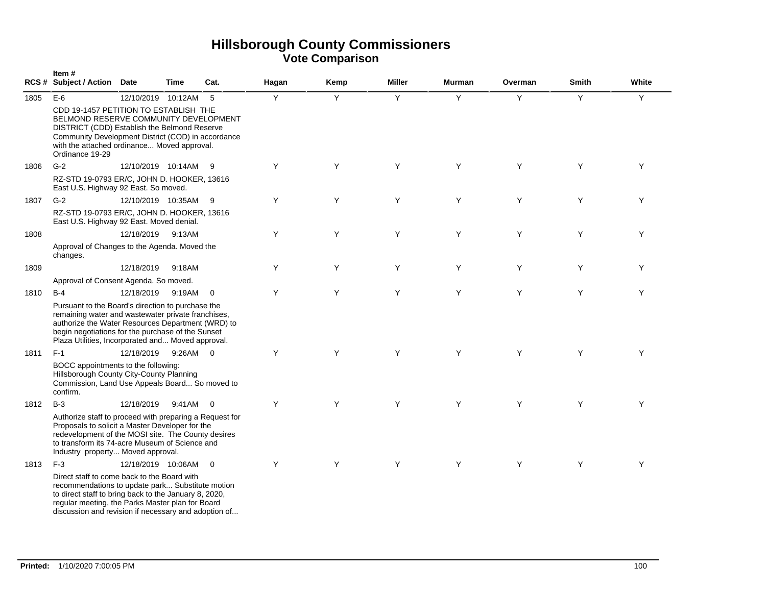# Hillsborough County Commissioners
## Vote Comparison

| RCS # | Item # Subject / Action | Date | Time | Cat. | Hagan | Kemp | Miller | Murman | Overman | Smith | White |
|---|---|---|---|---|---|---|---|---|---|---|---|
| 1805 | E-6 | 12/10/2019 | 10:12AM | 5 | Y | Y | Y | Y | Y | Y | Y |
| | CDD 19-1457 PETITION TO ESTABLISH THE BELMOND RESERVE COMMUNITY DEVELOPMENT DISTRICT (CDD) Establish the Belmond Reserve Community Development District (COD) in accordance with the attached ordinance... Moved approval. Ordinance 19-29 | | | | | | | | | | |
| 1806 | G-2 | 12/10/2019 | 10:14AM | 9 | Y | Y | Y | Y | Y | Y | Y |
| | RZ-STD 19-0793 ER/C, JOHN D. HOOKER, 13616 East U.S. Highway 92 East. So moved. | | | | | | | | | | |
| 1807 | G-2 | 12/10/2019 | 10:35AM | 9 | Y | Y | Y | Y | Y | Y | Y |
| | RZ-STD 19-0793 ER/C, JOHN D. HOOKER, 13616 East U.S. Highway 92 East. Moved denial. | | | | | | | | | | |
| 1808 | | 12/18/2019 | 9:13AM | | Y | Y | Y | Y | Y | Y | Y |
| | Approval of Changes to the Agenda. Moved the changes. | | | | | | | | | | |
| 1809 | | 12/18/2019 | 9:18AM | | Y | Y | Y | Y | Y | Y | Y |
| | Approval of Consent Agenda. So moved. | | | | | | | | | | |
| 1810 | B-4 | 12/18/2019 | 9:19AM | 0 | Y | Y | Y | Y | Y | Y | Y |
| | Pursuant to the Board's direction to purchase the remaining water and wastewater private franchises, authorize the Water Resources Department (WRD) to begin negotiations for the purchase of the Sunset Plaza Utilities, Incorporated and... Moved approval. | | | | | | | | | | |
| 1811 | F-1 | 12/18/2019 | 9:26AM | 0 | Y | Y | Y | Y | Y | Y | Y |
| | BOCC appointments to the following: Hillsborough County City-County Planning Commission, Land Use Appeals Board... So moved to confirm. | | | | | | | | | | |
| 1812 | B-3 | 12/18/2019 | 9:41AM | 0 | Y | Y | Y | Y | Y | Y | Y |
| | Authorize staff to proceed with preparing a Request for Proposals to solicit a Master Developer for the redevelopment of the MOSI site. The County desires to transform its 74-acre Museum of Science and Industry property... Moved approval. | | | | | | | | | | |
| 1813 | F-3 | 12/18/2019 | 10:06AM | 0 | Y | Y | Y | Y | Y | Y | Y |
| | Direct staff to come back to the Board with recommendations to update park... Substitute motion to direct staff to bring back to the January 8, 2020, regular meeting, the Parks Master plan for Board discussion and revision if necessary and adoption of... | | | | | | | | | | |

**Printed:** 1/10/2020 7:00:05 PM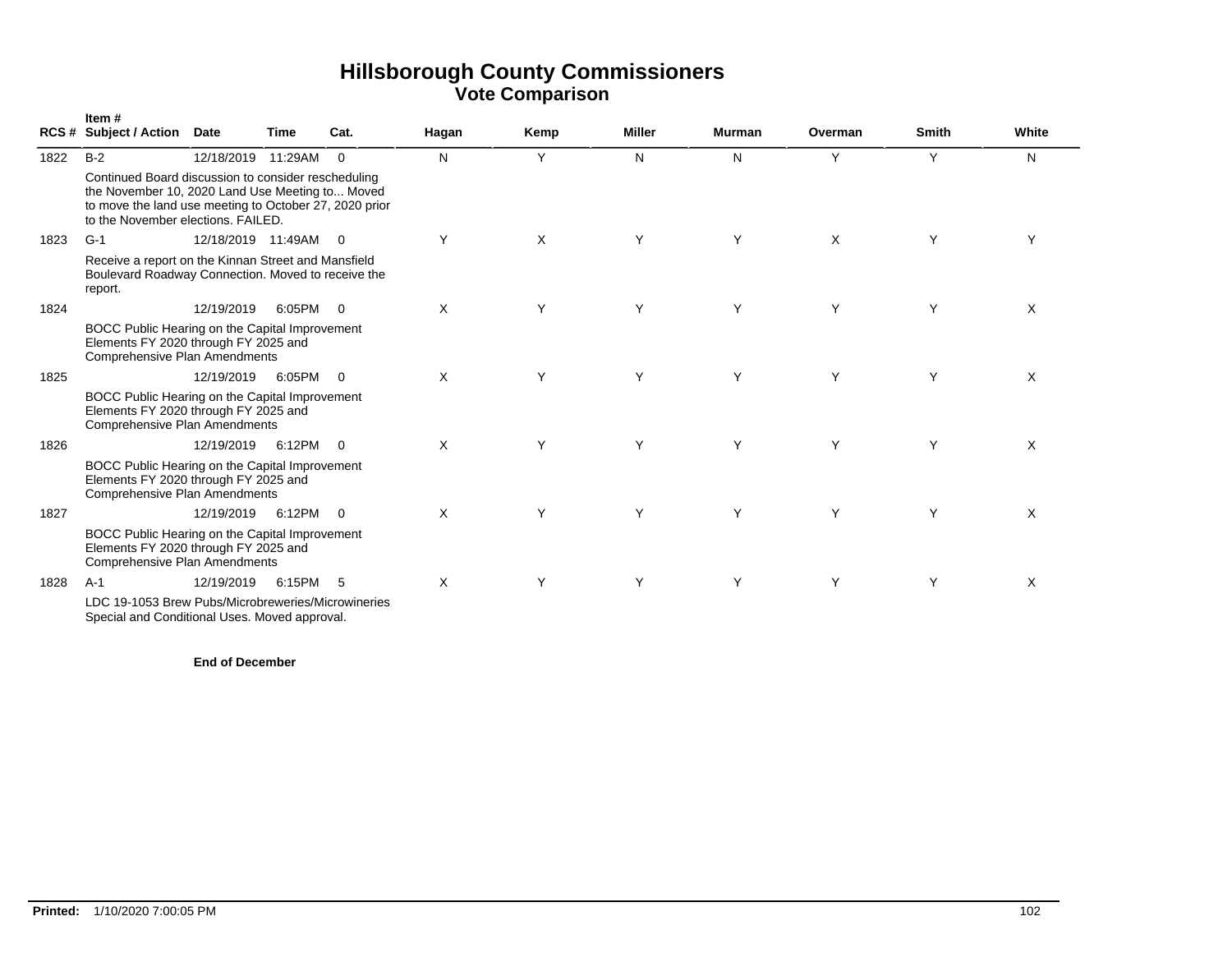# Hillsborough County Commissioners
## Vote Comparison

| RCS # | Item # Subject / Action | Date | Time | Cat. | Hagan | Kemp | Miller | Murman | Overman | Smith | White |
|---|---|---|---|---|---|---|---|---|---|---|---|
| 1822 | B-2 | 12/18/2019 | 11:29AM | 0 | N | Y | N | N | Y | Y | N |
| | Continued Board discussion to consider rescheduling the November 10, 2020 Land Use Meeting to... Moved to move the land use meeting to October 27, 2020 prior to the November elections. FAILED. | | | | | | | | | | |
| 1823 | G-1 | 12/18/2019 | 11:49AM | 0 | Y | X | Y | Y | X | Y | Y |
| | Receive a report on the Kinnan Street and Mansfield Boulevard Roadway Connection. Moved to receive the report. | | | | | | | | | | |
| 1824 | | 12/19/2019 | 6:05PM | 0 | X | Y | Y | Y | Y | Y | X |
| | BOCC Public Hearing on the Capital Improvement Elements FY 2020 through FY 2025 and Comprehensive Plan Amendments | | | | | | | | | | |
| 1825 | | 12/19/2019 | 6:05PM | 0 | X | Y | Y | Y | Y | Y | X |
| | BOCC Public Hearing on the Capital Improvement Elements FY 2020 through FY 2025 and Comprehensive Plan Amendments | | | | | | | | | | |
| 1826 | | 12/19/2019 | 6:12PM | 0 | X | Y | Y | Y | Y | Y | X |
| | BOCC Public Hearing on the Capital Improvement Elements FY 2020 through FY 2025 and Comprehensive Plan Amendments | | | | | | | | | | |
| 1827 | | 12/19/2019 | 6:12PM | 0 | X | Y | Y | Y | Y | Y | X |
| | BOCC Public Hearing on the Capital Improvement Elements FY 2020 through FY 2025 and Comprehensive Plan Amendments | | | | | | | | | | |
| 1828 | A-1 | 12/19/2019 | 6:15PM | 5 | X | Y | Y | Y | Y | Y | X |
| | LDC 19-1053 Brew Pubs/Microbreweries/Microwineries Special and Conditional Uses. Moved approval. | | | | | | | | | | |

**End of December**

**Printed:** 1/10/2020 7:00:05 PM